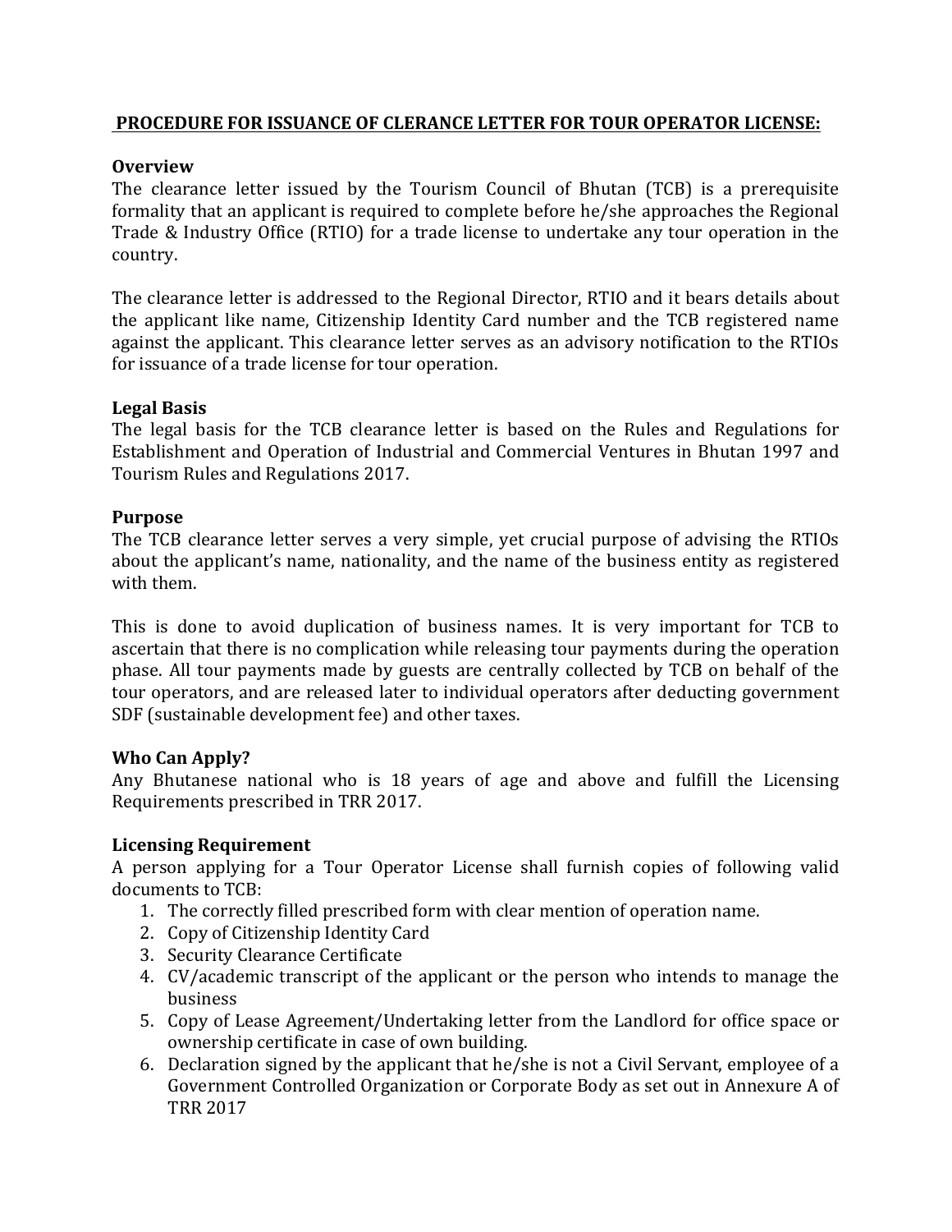# PROCEDURE FOR ISSUANCE OF CLERANCE LETTER FOR TOUR OPERATOR LICENSE:

## Overview

The clearance letter issued by the Tourism Council of Bhutan (TCB) is a prerequisite formality that an applicant is required to complete before he/she approaches the Regional Trade & Industry Office (RTIO) for a trade license to undertake any tour operation in the country.

The clearance letter is addressed to the Regional Director, RTIO and it bears details about the applicant like name, Citizenship Identity Card number and the TCB registered name against the applicant. This clearance letter serves as an advisory notification to the RTIOs for issuance of a trade license for tour operation.

## Legal Basis

The legal basis for the TCB clearance letter is based on the Rules and Regulations for Establishment and Operation of Industrial and Commercial Ventures in Bhutan 1997 and Tourism Rules and Regulations 2017.

## Purpose

The TCB clearance letter serves a very simple, yet crucial purpose of advising the RTIOs about the applicant's name, nationality, and the name of the business entity as registered with them.

This is done to avoid duplication of business names. It is very important for TCB to ascertain that there is no complication while releasing tour payments during the operation phase. All tour payments made by guests are centrally collected by TCB on behalf of the tour operators, and are released later to individual operators after deducting government SDF (sustainable development fee) and other taxes.

## Who Can Apply?

Any Bhutanese national who is 18 years of age and above and fulfill the Licensing Requirements prescribed in TRR 2017.

## Licensing Requirement

A person applying for a Tour Operator License shall furnish copies of following valid documents to TCB:

1. The correctly filled prescribed form with clear mention of operation name.
2. Copy of Citizenship Identity Card
3. Security Clearance Certificate
4. CV/academic transcript of the applicant or the person who intends to manage the business
5. Copy of Lease Agreement/Undertaking letter from the Landlord for office space or ownership certificate in case of own building.
6. Declaration signed by the applicant that he/she is not a Civil Servant, employee of a Government Controlled Organization or Corporate Body as set out in Annexure A of TRR 2017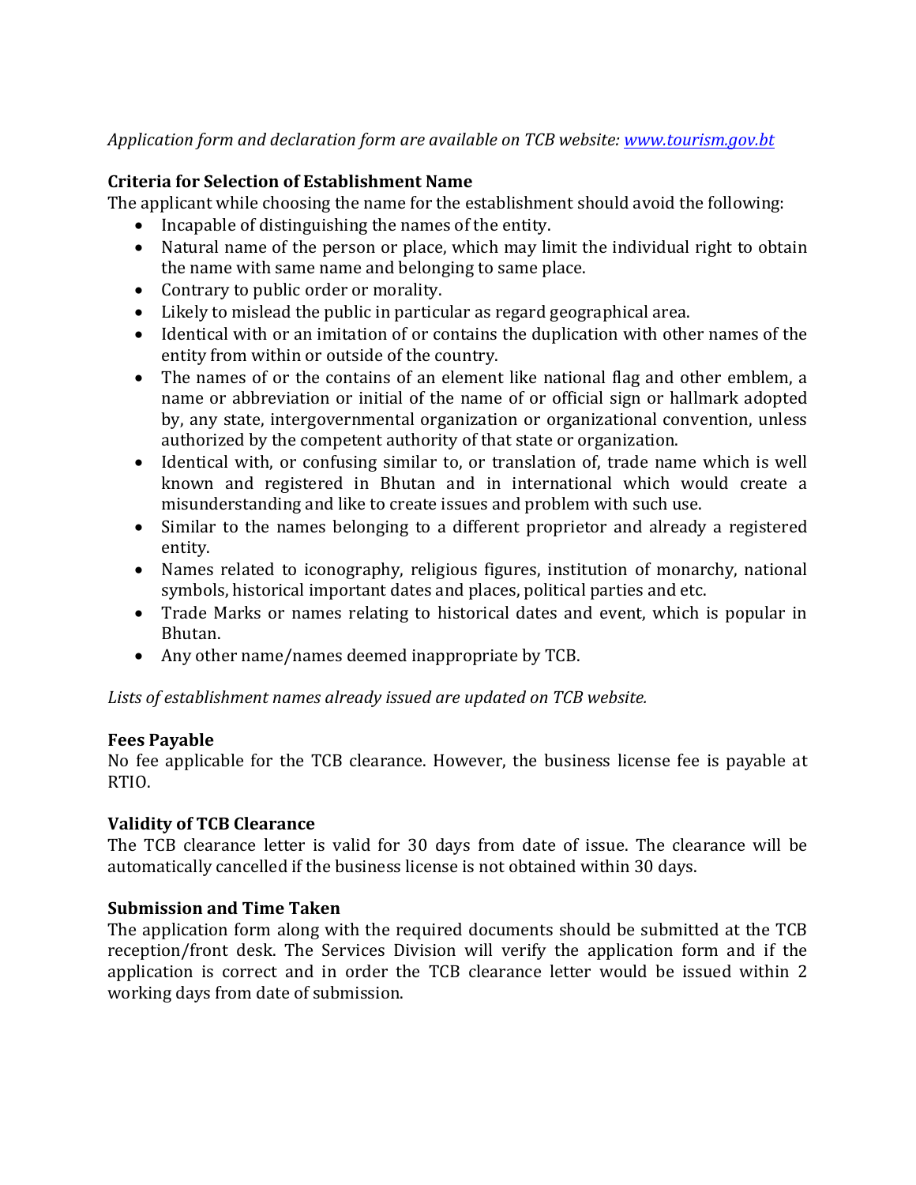*Application form and declaration form are available on TCB website: [www.tourism.gov.bt](www.tourism.gov.bt)*

**Criteria for Selection of Establishment Name**

The applicant while choosing the name for the establishment should avoid the following:

- Incapable of distinguishing the names of the entity.
- Natural name of the person or place, which may limit the individual right to obtain the name with same name and belonging to same place.
- Contrary to public order or morality.
- Likely to mislead the public in particular as regard geographical area.
- Identical with or an imitation of or contains the duplication with other names of the entity from within or outside of the country.
- The names of or the contains of an element like national flag and other emblem, a name or abbreviation or initial of the name of or official sign or hallmark adopted by, any state, intergovernmental organization or organizational convention, unless authorized by the competent authority of that state or organization.
- Identical with, or confusing similar to, or translation of, trade name which is well known and registered in Bhutan and in international which would create a misunderstanding and like to create issues and problem with such use.
- Similar to the names belonging to a different proprietor and already a registered entity.
- Names related to iconography, religious figures, institution of monarchy, national symbols, historical important dates and places, political parties and etc.
- Trade Marks or names relating to historical dates and event, which is popular in Bhutan.
- Any other name/names deemed inappropriate by TCB.

*Lists of establishment names already issued are updated on TCB website.*

**Fees Payable**

No fee applicable for the TCB clearance. However, the business license fee is payable at RTIO.

**Validity of TCB Clearance**

The TCB clearance letter is valid for 30 days from date of issue. The clearance will be automatically cancelled if the business license is not obtained within 30 days.

**Submission and Time Taken**

The application form along with the required documents should be submitted at the TCB reception/front desk. The Services Division will verify the application form and if the application is correct and in order the TCB clearance letter would be issued within 2 working days from date of submission.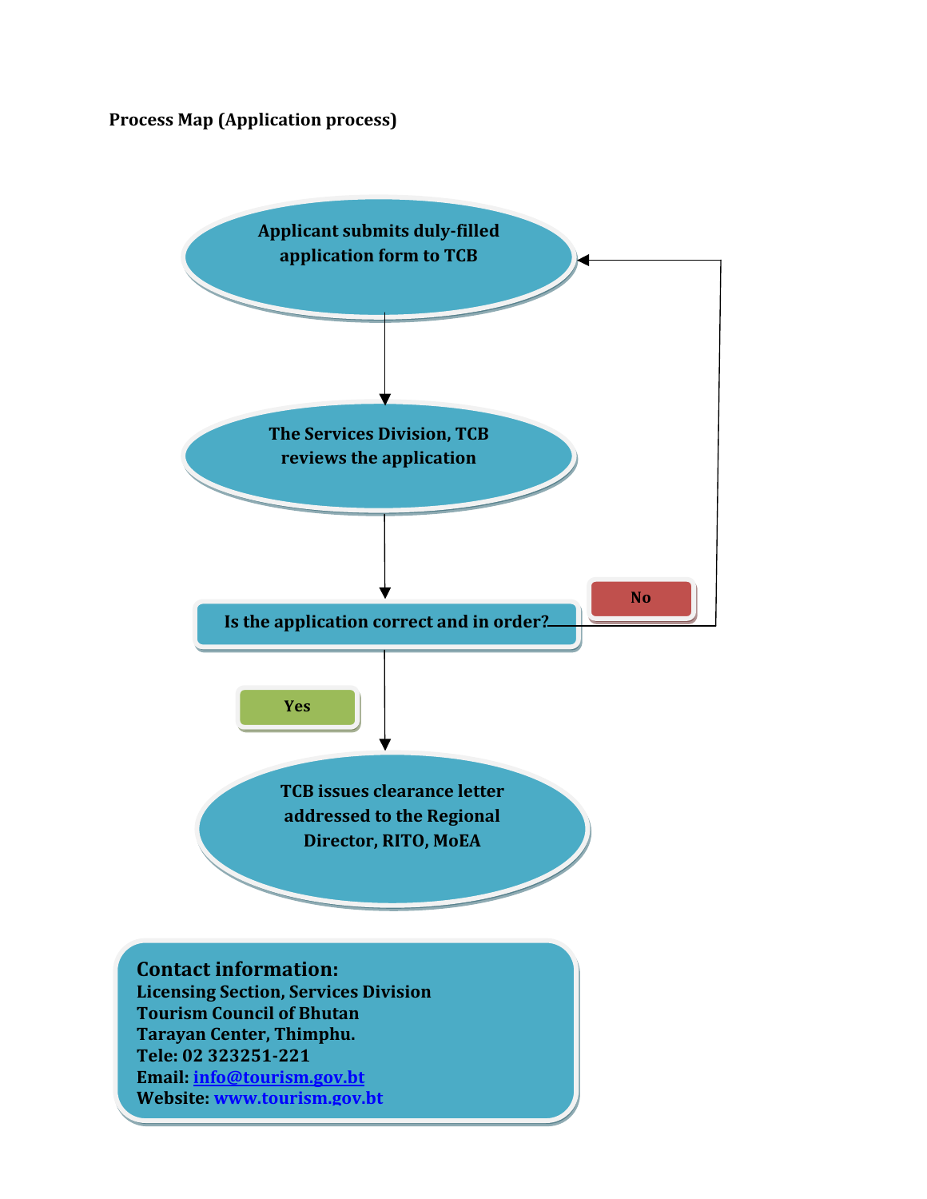**Process Map (Application process)**

Applicant submits duly-filled application form to TCB

The Services Division, TCB reviews the application

Is the application correct and in order?

No

Yes

TCB issues clearance letter addressed to the Regional Director, RITO, MoEA

**Contact information:**
**Licensing Section, Services Division**
**Tourism Council of Bhutan**
**Tarayan Center, Thimphu.**
**Tele: 02 323251-221**
**Email: info@tourism.gov.bt**
**Website: www.tourism.gov.bt**